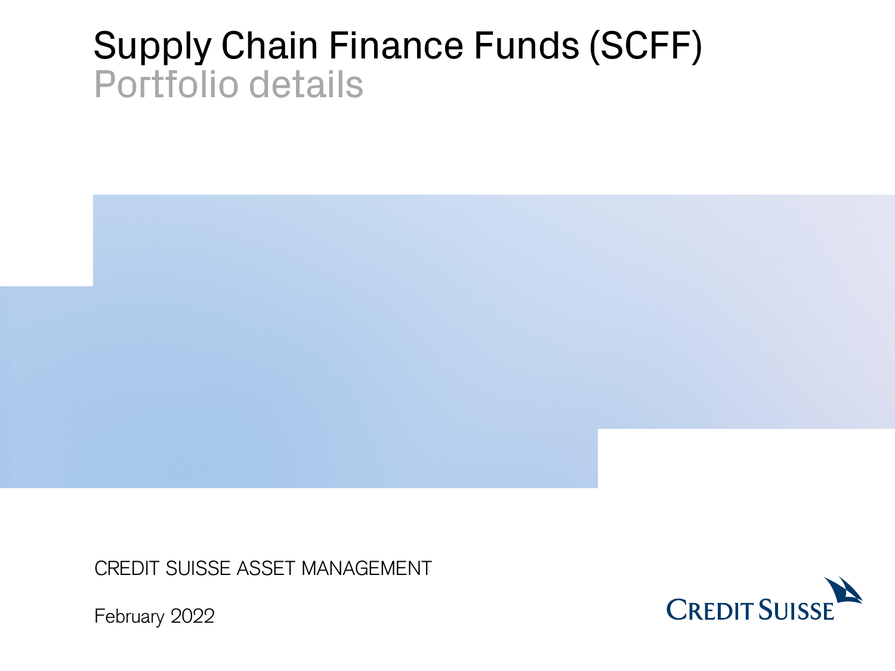# Supply Chain Finance Funds (SCFF)

## Portfolio details

CREDIT SUISSE ASSET MANAGEMENT

February 2022

CREDIT SUISSE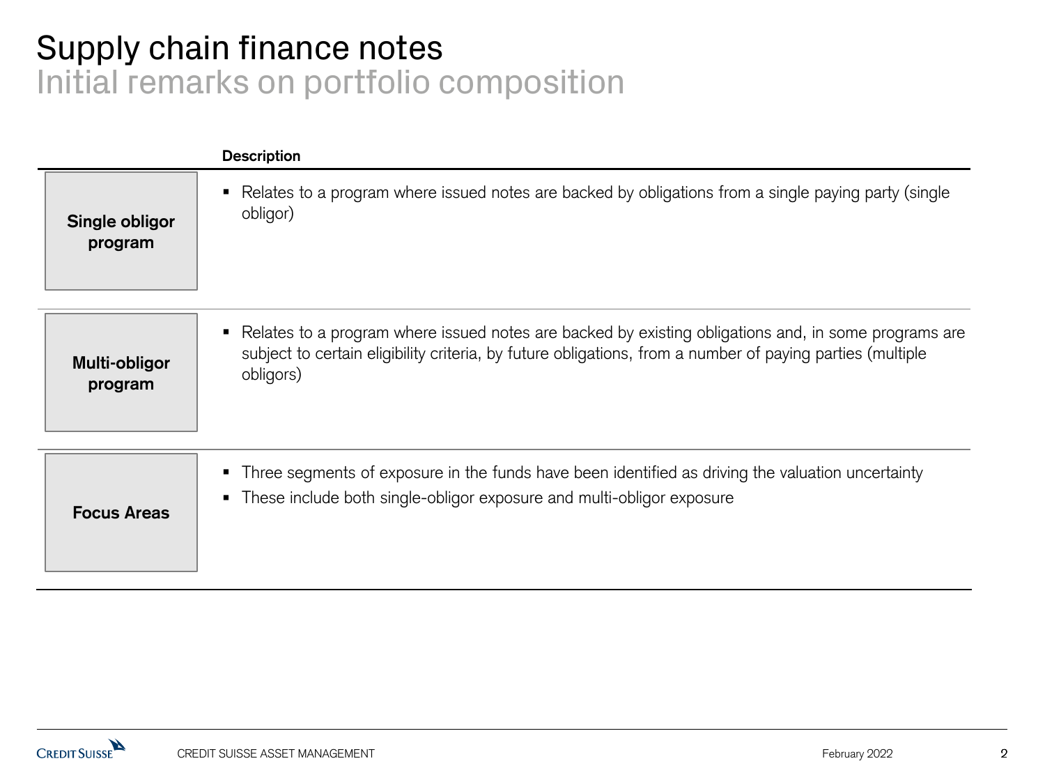# Supply chain finance notes
## Initial remarks on portfolio composition

| | Description |
|---|---|
| **Single obligor program** | ▪ Relates to a program where issued notes are backed by obligations from a single paying party (single obligor) |
| **Multi-obligor program** | ▪ Relates to a program where issued notes are backed by existing obligations and, in some programs are subject to certain eligibility criteria, by future obligations, from a number of paying parties (multiple obligors) |
| **Focus Areas** | ▪ Three segments of exposure in the funds have been identified as driving the valuation uncertainty<br>▪ These include both single-obligor exposure and multi-obligor exposure |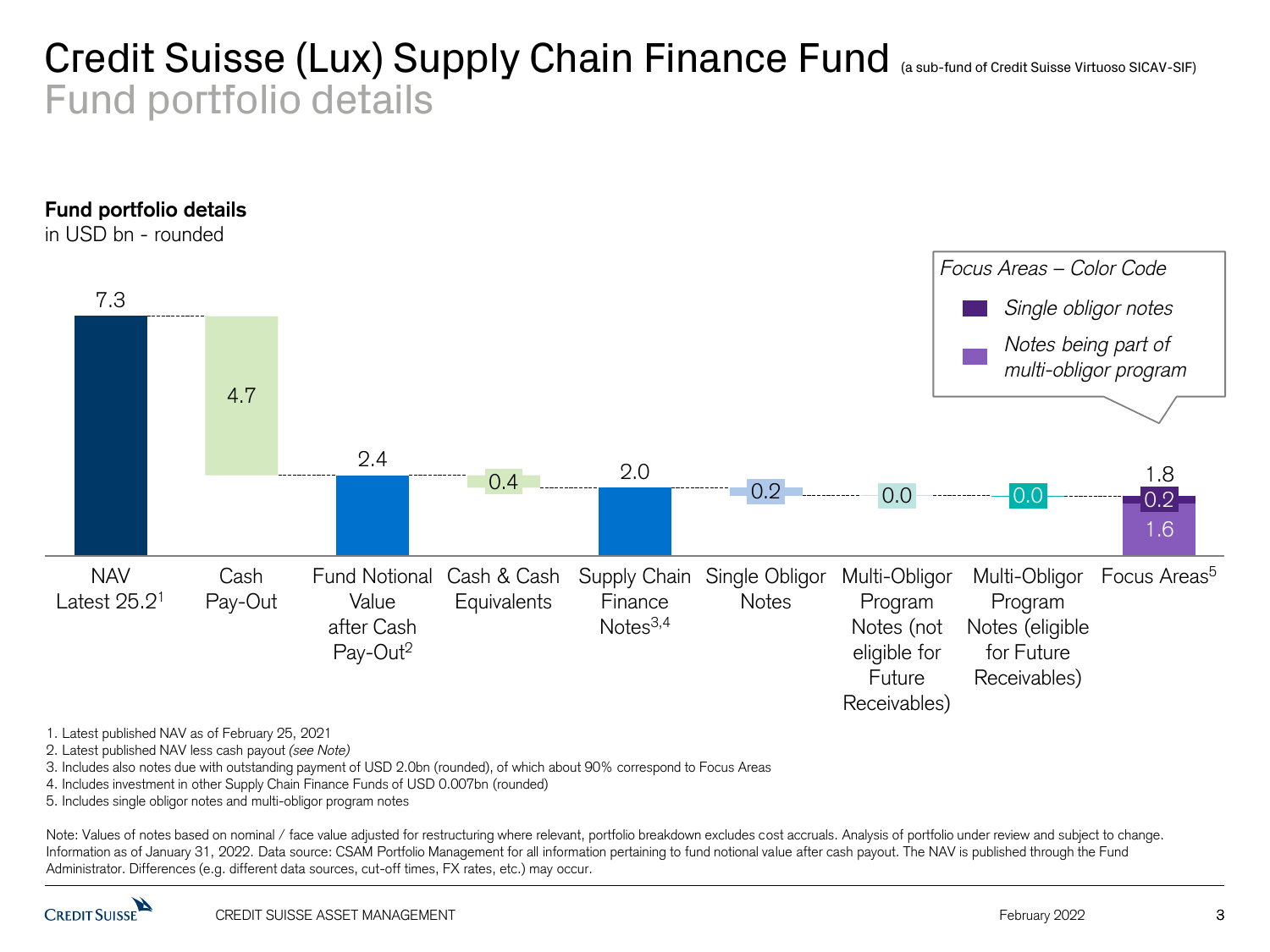# Credit Suisse (Lux) Supply Chain Finance Fund (a sub-fund of Credit Suisse Virtuoso SICAV-SIF)

## Fund portfolio details

**Fund portfolio details**
in USD bn - rounded

| Category | Value (USD bn) |
|---|---|
| NAV Latest 25.2[1] | 7.3 |
| Cash Pay-Out | 4.7 |
| Fund Notional Value after Cash Pay-Out[2] | 2.4 |
| Cash & Cash Equivalents | 0.4 |
| Supply Chain Finance Notes[3,4] | 2.0 |
| Single Obligor Notes | 0.2 |
| Multi-Obligor Program Notes (not eligible for Future Receivables) | 0.0 |
| Multi-Obligor Program Notes (eligible for Future Receivables) | 0.0 |
| Focus Areas[5] | 1.8 (Single obligor notes: 0.2; Notes being part of multi-obligor program: 1.6) |

*Focus Areas – Color Code*
- *Single obligor notes*
- *Notes being part of multi-obligor program*

1. Latest published NAV as of February 25, 2021
2. Latest published NAV less cash payout *(see Note)*
3. Includes also notes due with outstanding payment of USD 2.0bn (rounded), of which about 90% correspond to Focus Areas
4. Includes investment in other Supply Chain Finance Funds of USD 0.007bn (rounded)
5. Includes single obligor notes and multi-obligor program notes

Note: Values of notes based on nominal / face value adjusted for restructuring where relevant, portfolio breakdown excludes cost accruals. Analysis of portfolio under review and subject to change. Information as of January 31, 2022. Data source: CSAM Portfolio Management for all information pertaining to fund notional value after cash payout. The NAV is published through the Fund Administrator. Differences (e.g. different data sources, cut-off times, FX rates, etc.) may occur.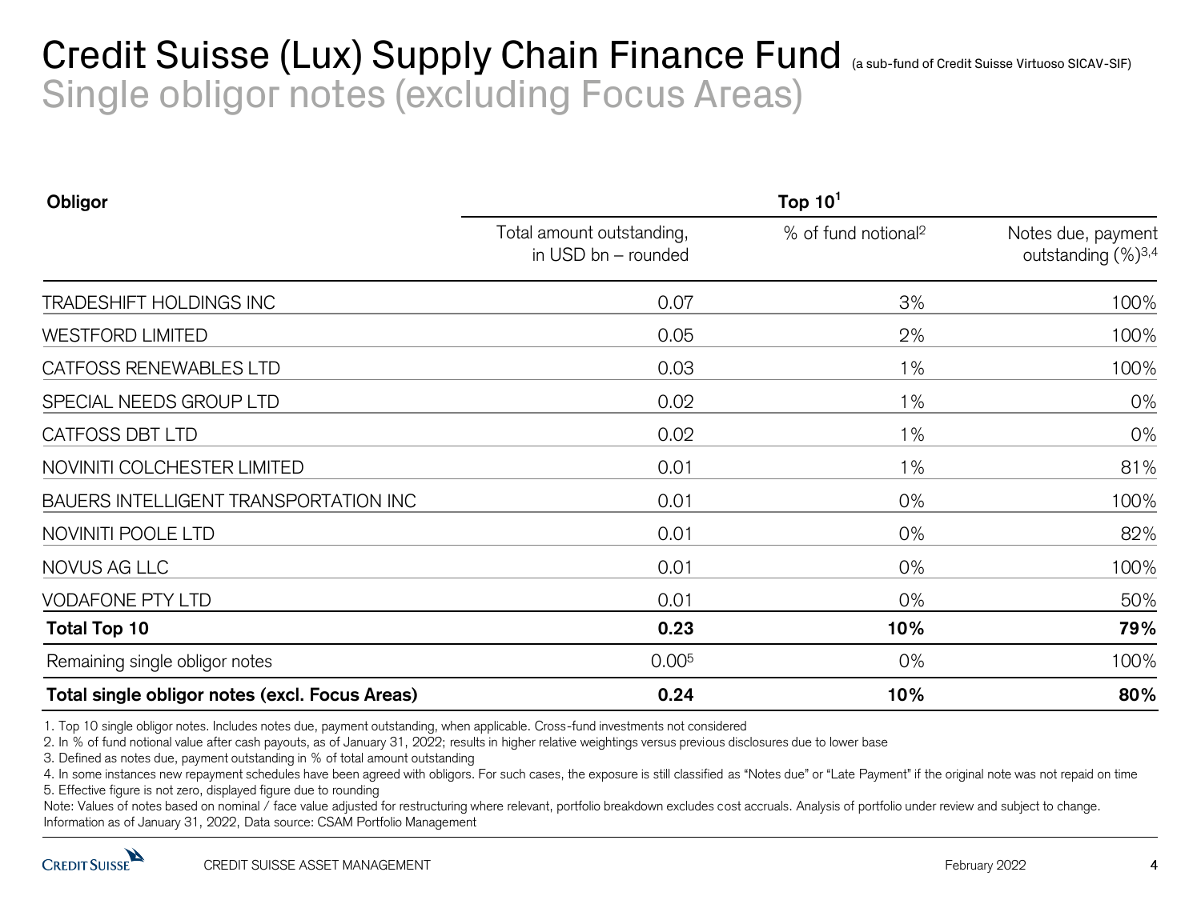# Credit Suisse (Lux) Supply Chain Finance Fund (a sub-fund of Credit Suisse Virtuoso SICAV-SIF)

## Single obligor notes (excluding Focus Areas)

| Obligor | Top 10[1] | | |
|---|---|---|---|
| | Total amount outstanding, in USD bn – rounded | % of fund notional[2] | Notes due, payment outstanding (%)[3,4] |
| TRADESHIFT HOLDINGS INC | 0.07 | 3% | 100% |
| WESTFORD LIMITED | 0.05 | 2% | 100% |
| CATFOSS RENEWABLES LTD | 0.03 | 1% | 100% |
| SPECIAL NEEDS GROUP LTD | 0.02 | 1% | 0% |
| CATFOSS DBT LTD | 0.02 | 1% | 0% |
| NOVINITI COLCHESTER LIMITED | 0.01 | 1% | 81% |
| BAUERS INTELLIGENT TRANSPORTATION INC | 0.01 | 0% | 100% |
| NOVINITI POOLE LTD | 0.01 | 0% | 82% |
| NOVUS AG LLC | 0.01 | 0% | 100% |
| VODAFONE PTY LTD | 0.01 | 0% | 50% |
| **Total Top 10** | **0.23** | **10%** | **79%** |
| Remaining single obligor notes | 0.00[5] | 0% | 100% |
| **Total single obligor notes (excl. Focus Areas)** | **0.24** | **10%** | **80%** |

1. Top 10 single obligor notes. Includes notes due, payment outstanding, when applicable. Cross-fund investments not considered
2. In % of fund notional value after cash payouts, as of January 31, 2022; results in higher relative weightings versus previous disclosures due to lower base
3. Defined as notes due, payment outstanding in % of total amount outstanding
4. In some instances new repayment schedules have been agreed with obligors. For such cases, the exposure is still classified as "Notes due" or "Late Payment" if the original note was not repaid on time
5. Effective figure is not zero, displayed figure due to rounding

Note: Values of notes based on nominal / face value adjusted for restructuring where relevant, portfolio breakdown excludes cost accruals. Analysis of portfolio under review and subject to change.
Information as of January 31, 2022, Data source: CSAM Portfolio Management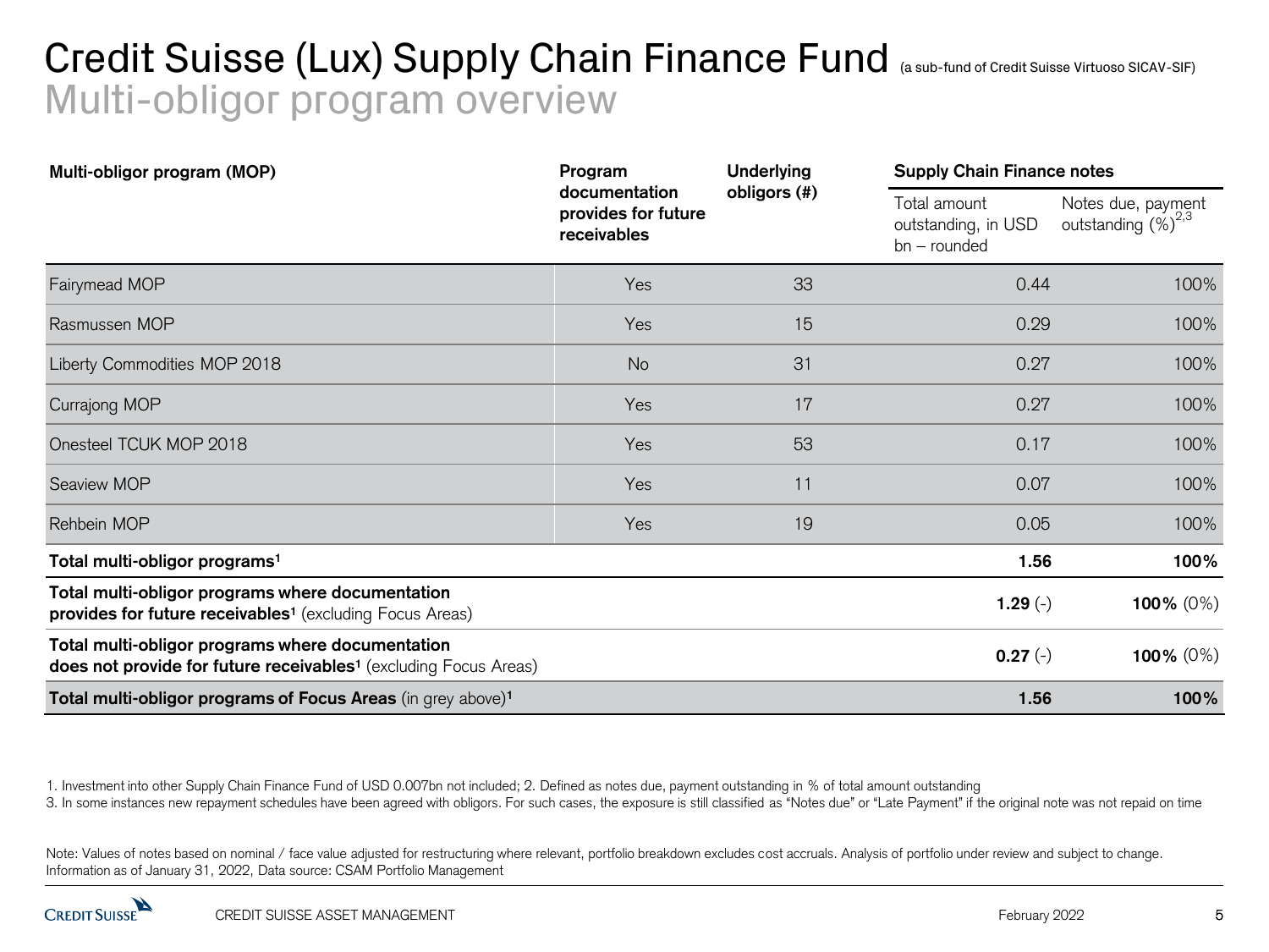# Credit Suisse (Lux) Supply Chain Finance Fund (a sub-fund of Credit Suisse Virtuoso SICAV-SIF)

## Multi-obligor program overview

| Multi-obligor program (MOP) | Program documentation provides for future receivables | Underlying obligors (#) | Supply Chain Finance notes | |
|---|---|---|---|---|
| | | | Total amount outstanding, in USD bn – rounded | Notes due, payment outstanding (%)[2,3] |
| Fairymead MOP | Yes | 33 | 0.44 | 100% |
| Rasmussen MOP | Yes | 15 | 0.29 | 100% |
| Liberty Commodities MOP 2018 | No | 31 | 0.27 | 100% |
| Currajong MOP | Yes | 17 | 0.27 | 100% |
| Onesteel TCUK MOP 2018 | Yes | 53 | 0.17 | 100% |
| Seaview MOP | Yes | 11 | 0.07 | 100% |
| Rehbein MOP | Yes | 19 | 0.05 | 100% |
| **Total multi-obligor programs[1]** | | | **1.56** | **100%** |
| **Total multi-obligor programs where documentation provides for future receivables[1]** (excluding Focus Areas) | | | **1.29** (-) | **100%** (0%) |
| **Total multi-obligor programs where documentation does not provide for future receivables[1]** (excluding Focus Areas) | | | **0.27** (-) | **100%** (0%) |
| **Total multi-obligor programs of Focus Areas** (in grey above)[1] | | | **1.56** | **100%** |

1. Investment into other Supply Chain Finance Fund of USD 0.007bn not included; 2. Defined as notes due, payment outstanding in % of total amount outstanding
3. In some instances new repayment schedules have been agreed with obligors. For such cases, the exposure is still classified as "Notes due" or "Late Payment" if the original note was not repaid on time

Note: Values of notes based on nominal / face value adjusted for restructuring where relevant, portfolio breakdown excludes cost accruals. Analysis of portfolio under review and subject to change. Information as of January 31, 2022, Data source: CSAM Portfolio Management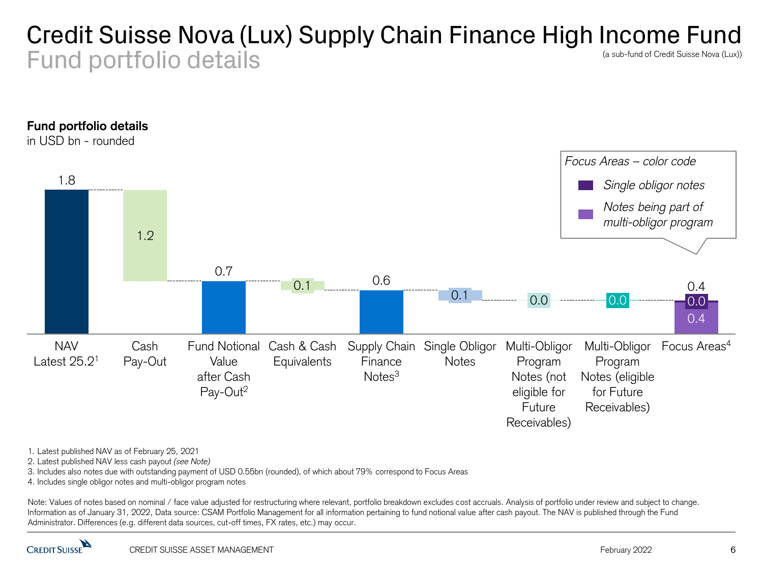# Credit Suisse Nova (Lux) Supply Chain Finance High Income Fund

## Fund portfolio details

(a sub-fund of Credit Suisse Nova (Lux))

**Fund portfolio details**
in USD bn - rounded

| Category | Value (USD bn) |
|---|---|
| NAV Latest 25.2[1] | 1.8 |
| Cash Pay-Out | 1.2 |
| Fund Notional Value after Cash Pay-Out[2] | 0.7 |
| Cash & Cash Equivalents | 0.1 |
| Supply Chain Finance Notes[3] | 0.6 |
| Single Obligor Notes | 0.1 |
| Multi-Obligor Program Notes (not eligible for Future Receivables) | 0.0 |
| Multi-Obligor Program Notes (eligible for Future Receivables) | 0.0 |
| Focus Areas[4] | 0.4 (Single obligor notes: 0.0; Notes being part of multi-obligor program: 0.4) |

*Focus Areas – color code*
- *Single obligor notes*
- *Notes being part of multi-obligor program*

1. Latest published NAV as of February 25, 2021
2. Latest published NAV less cash payout *(see Note)*
3. Includes also notes due with outstanding payment of USD 0.55bn (rounded), of which about 79% correspond to Focus Areas
4. Includes single obligor notes and multi-obligor program notes

Note: Values of notes based on nominal / face value adjusted for restructuring where relevant, portfolio breakdown excludes cost accruals. Analysis of portfolio under review and subject to change. Information as of January 31, 2022, Data source: CSAM Portfolio Management for all information pertaining to fund notional value after cash payout. The NAV is published through the Fund Administrator. Differences (e.g. different data sources, cut-off times, FX rates, etc.) may occur.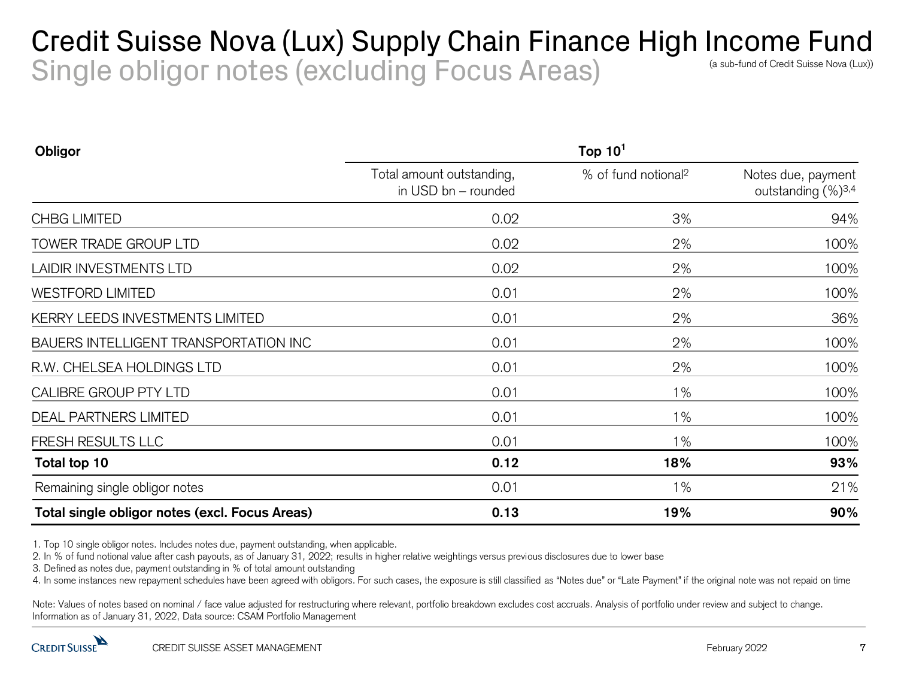# Credit Suisse Nova (Lux) Supply Chain Finance High Income Fund

## Single obligor notes (excluding Focus Areas)

(a sub-fund of Credit Suisse Nova (Lux))

| Obligor | Top 10[1] | | |
|---|---|---|---|
| | Total amount outstanding, in USD bn – rounded | % of fund notional[2] | Notes due, payment outstanding (%)[3,4] |
| CHBG LIMITED | 0.02 | 3% | 94% |
| TOWER TRADE GROUP LTD | 0.02 | 2% | 100% |
| LAIDIR INVESTMENTS LTD | 0.02 | 2% | 100% |
| WESTFORD LIMITED | 0.01 | 2% | 100% |
| KERRY LEEDS INVESTMENTS LIMITED | 0.01 | 2% | 36% |
| BAUERS INTELLIGENT TRANSPORTATION INC | 0.01 | 2% | 100% |
| R.W. CHELSEA HOLDINGS LTD | 0.01 | 2% | 100% |
| CALIBRE GROUP PTY LTD | 0.01 | 1% | 100% |
| DEAL PARTNERS LIMITED | 0.01 | 1% | 100% |
| FRESH RESULTS LLC | 0.01 | 1% | 100% |
| **Total top 10** | **0.12** | **18%** | **93%** |
| Remaining single obligor notes | 0.01 | 1% | 21% |
| **Total single obligor notes (excl. Focus Areas)** | **0.13** | **19%** | **90%** |

1. Top 10 single obligor notes. Includes notes due, payment outstanding, when applicable.
2. In % of fund notional value after cash payouts, as of January 31, 2022; results in higher relative weightings versus previous disclosures due to lower base
3. Defined as notes due, payment outstanding in % of total amount outstanding
4. In some instances new repayment schedules have been agreed with obligors. For such cases, the exposure is still classified as "Notes due" or "Late Payment" if the original note was not repaid on time

Note: Values of notes based on nominal / face value adjusted for restructuring where relevant, portfolio breakdown excludes cost accruals. Analysis of portfolio under review and subject to change.
Information as of January 31, 2022, Data source: CSAM Portfolio Management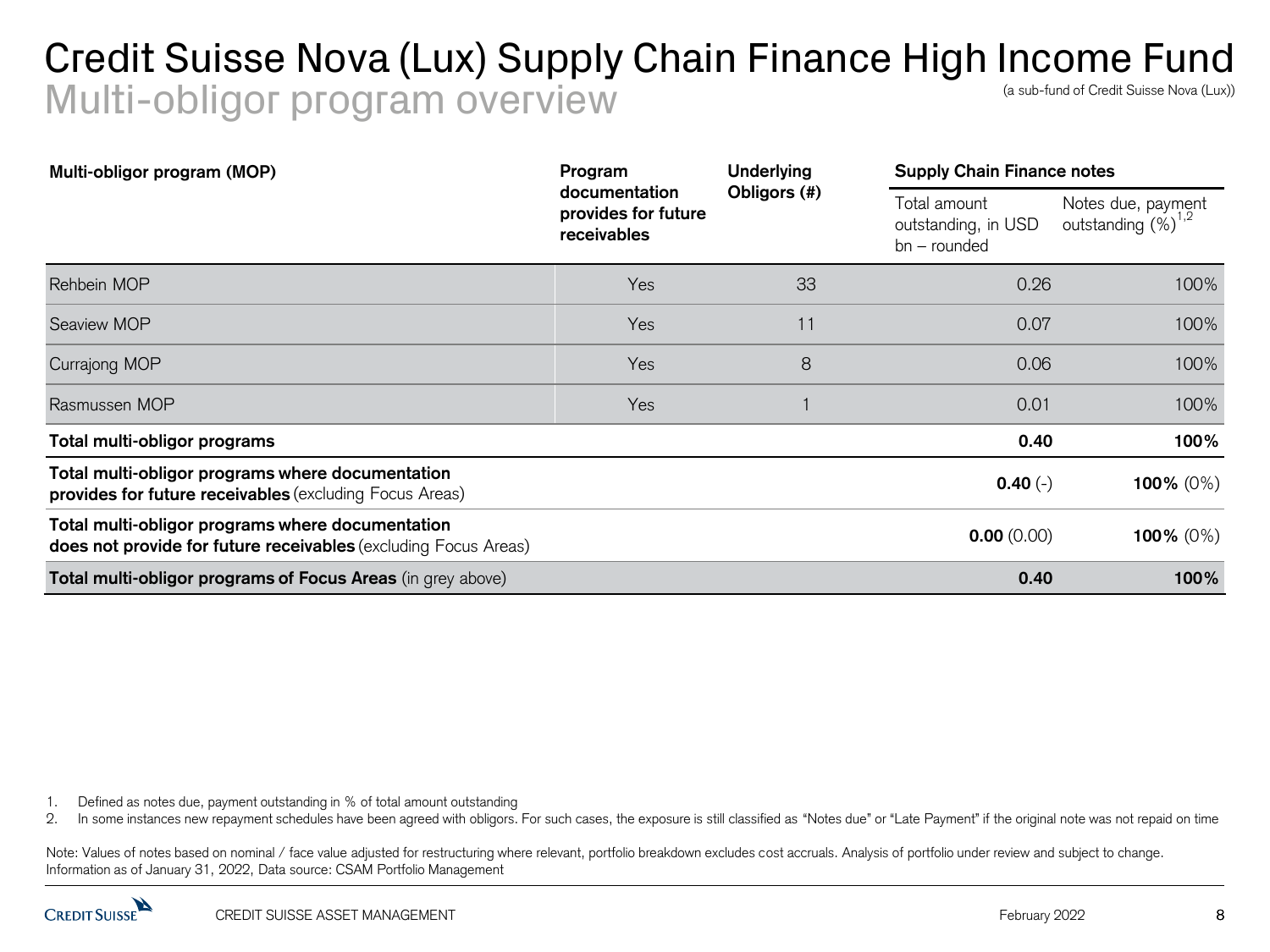# Credit Suisse Nova (Lux) Supply Chain Finance High Income Fund

## Multi-obligor program overview

(a sub-fund of Credit Suisse Nova (Lux))

| **Multi-obligor program (MOP)** | **Program documentation provides for future receivables** | **Underlying Obligors (#)** | **Supply Chain Finance notes** | |
|---|---|---|---|---|
| | | | Total amount outstanding, in USD bn – rounded | Notes due, payment outstanding (%)[1,2] |
| Rehbein MOP | Yes | 33 | 0.26 | 100% |
| Seaview MOP | Yes | 11 | 0.07 | 100% |
| Currajong MOP | Yes | 8 | 0.06 | 100% |
| Rasmussen MOP | Yes | 1 | 0.01 | 100% |
| **Total multi-obligor programs** | | | **0.40** | **100%** |
| **Total multi-obligor programs where documentation provides for future receivables** (excluding Focus Areas) | | | **0.40** (-) | **100%** (0%) |
| **Total multi-obligor programs where documentation does not provide for future receivables** (excluding Focus Areas) | | | **0.00** (0.00) | **100%** (0%) |
| **Total multi-obligor programs of Focus Areas** (in grey above) | | | **0.40** | **100%** |

1. Defined as notes due, payment outstanding in % of total amount outstanding
2. In some instances new repayment schedules have been agreed with obligors. For such cases, the exposure is still classified as "Notes due" or "Late Payment" if the original note was not repaid on time

Note: Values of notes based on nominal / face value adjusted for restructuring where relevant, portfolio breakdown excludes cost accruals. Analysis of portfolio under review and subject to change. Information as of January 31, 2022, Data source: CSAM Portfolio Management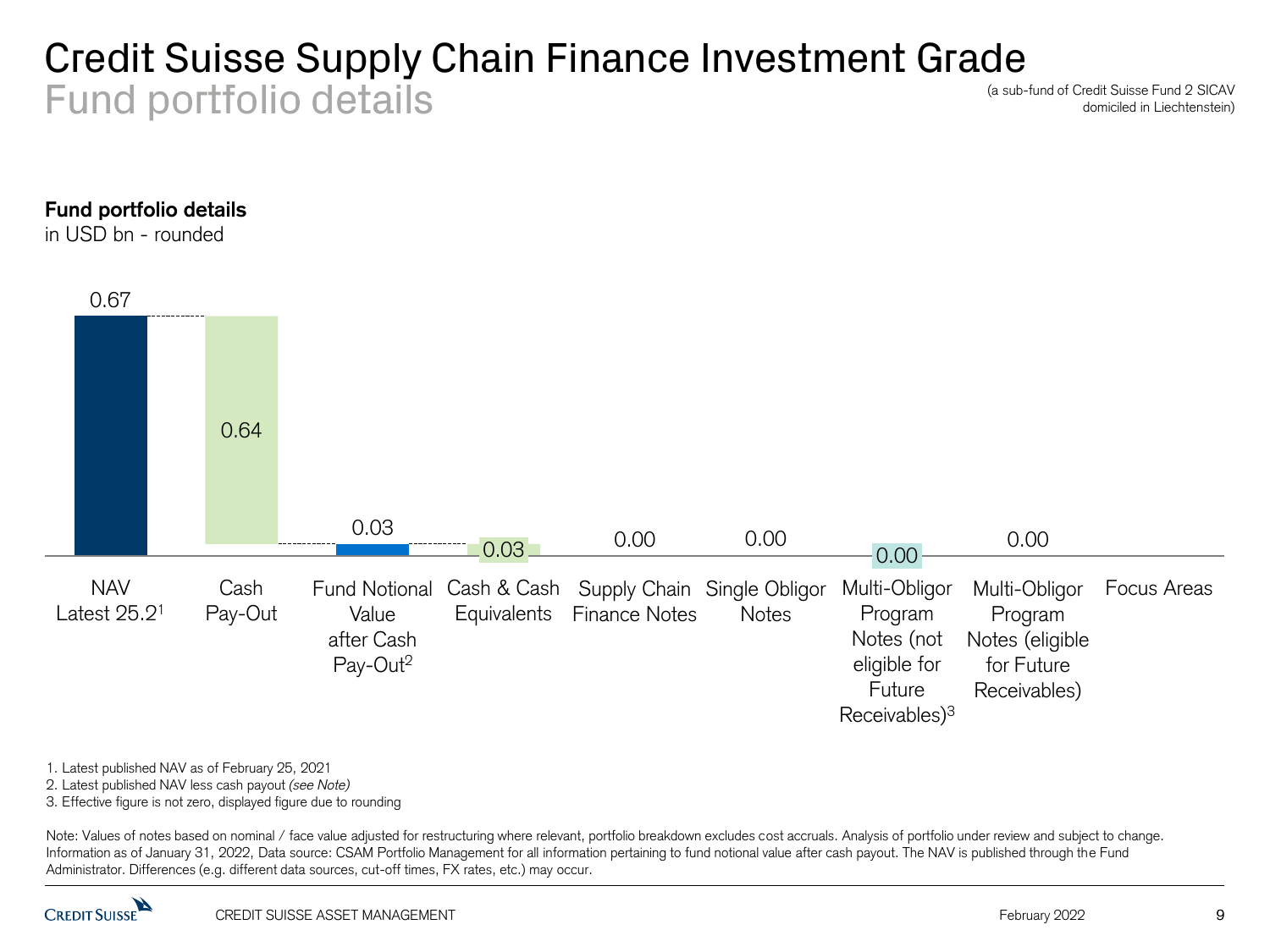# Credit Suisse Supply Chain Finance Investment Grade

## Fund portfolio details

(a sub-fund of Credit Suisse Fund 2 SICAV domiciled in Liechtenstein)

**Fund portfolio details**
in USD bn - rounded

| Category | Value (USD bn) |
|---|---|
| NAV Latest 25.2[1] | 0.67 |
| Cash Pay-Out | 0.64 |
| Fund Notional Value after Cash Pay-Out[2] | 0.03 |
| Cash & Cash Equivalents | 0.03 |
| Supply Chain Finance Notes | 0.00 |
| Single Obligor Notes | 0.00 |
| Multi-Obligor Program Notes (not eligible for Future Receivables)[3] | 0.00 |
| Multi-Obligor Program Notes (eligible for Future Receivables) | 0.00 |
| Focus Areas | |

1. Latest published NAV as of February 25, 2021
2. Latest published NAV less cash payout *(see Note)*
3. Effective figure is not zero, displayed figure due to rounding

Note: Values of notes based on nominal / face value adjusted for restructuring where relevant, portfolio breakdown excludes cost accruals. Analysis of portfolio under review and subject to change. Information as of January 31, 2022, Data source: CSAM Portfolio Management for all information pertaining to fund notional value after cash payout. The NAV is published through the Fund Administrator. Differences (e.g. different data sources, cut-off times, FX rates, etc.) may occur.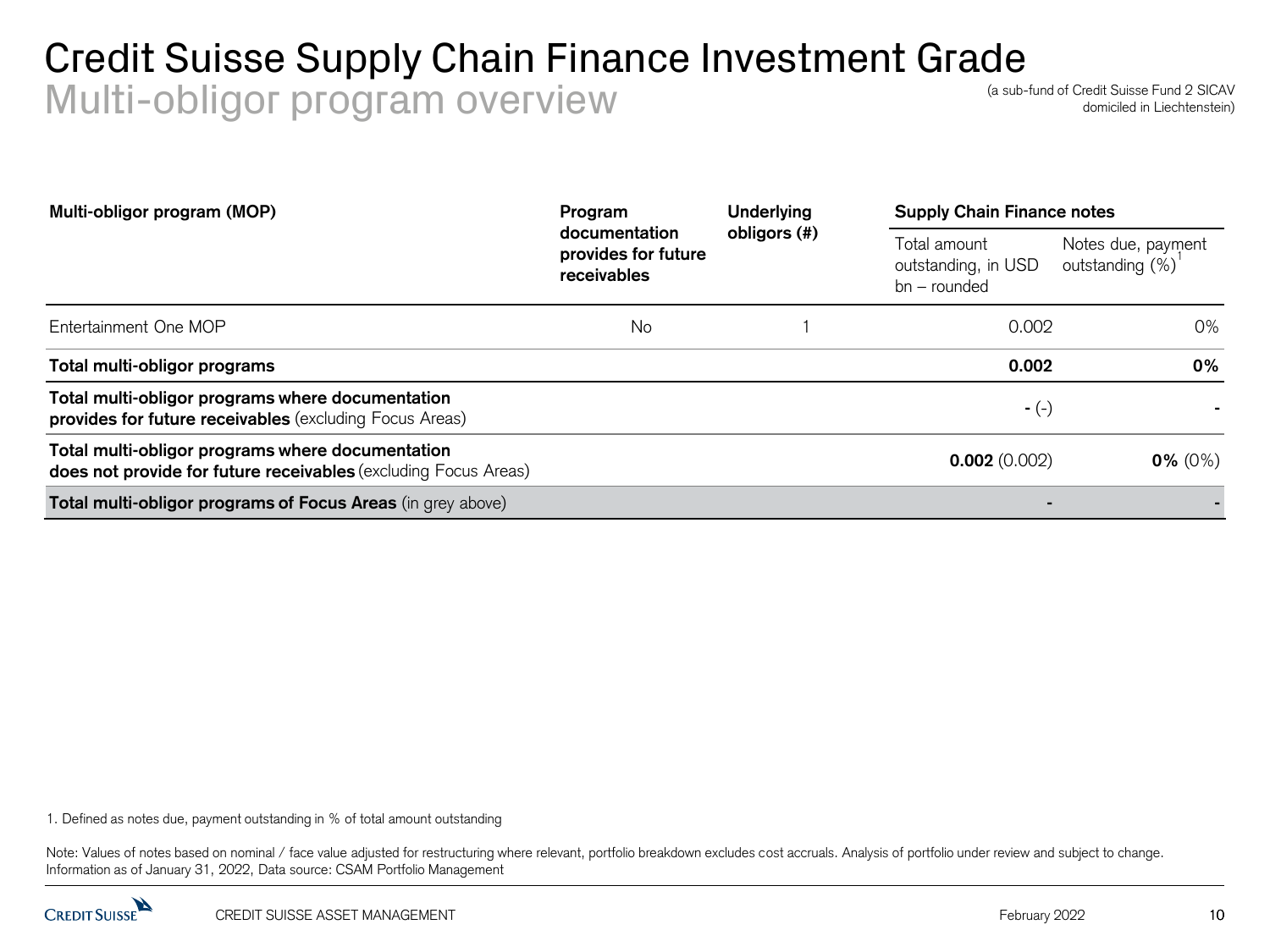# Credit Suisse Supply Chain Finance Investment Grade

## Multi-obligor program overview

(a sub-fund of Credit Suisse Fund 2 SICAV domiciled in Liechtenstein)

| **Multi-obligor program (MOP)** | **Program documentation provides for future receivables** | **Underlying obligors (#)** | **Supply Chain Finance notes** | |
|---|---|---|---|---|
| | | | Total amount outstanding, in USD bn – rounded | Notes due, payment outstanding (%)[1] |
| Entertainment One MOP | No | 1 | 0.002 | 0% |
| **Total multi-obligor programs** | | | **0.002** | **0%** |
| **Total multi-obligor programs where documentation provides for future receivables** (excluding Focus Areas) | | | **-** (-) | **-** |
| **Total multi-obligor programs where documentation does not provide for future receivables** (excluding Focus Areas) | | | **0.002** (0.002) | **0%** (0%) |
| **Total multi-obligor programs of Focus Areas** (in grey above) | | | **-** | **-** |

1. Defined as notes due, payment outstanding in % of total amount outstanding

Note: Values of notes based on nominal / face value adjusted for restructuring where relevant, portfolio breakdown excludes cost accruals. Analysis of portfolio under review and subject to change. Information as of January 31, 2022, Data source: CSAM Portfolio Management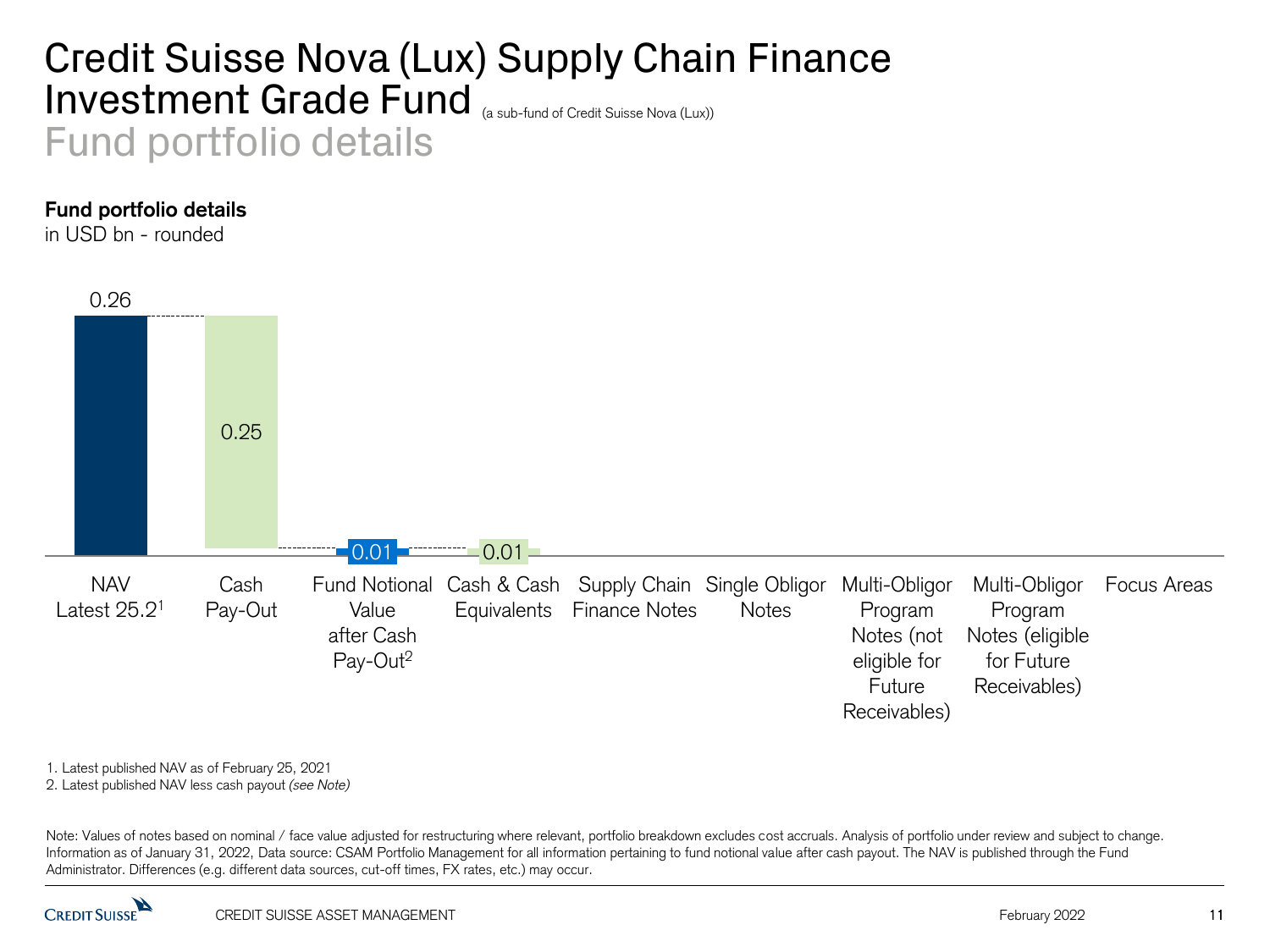# Credit Suisse Nova (Lux) Supply Chain Finance Investment Grade Fund (a sub-fund of Credit Suisse Nova (Lux))

## Fund portfolio details

**Fund portfolio details**
in USD bn - rounded

| NAV Latest 25.2[1] | Cash Pay-Out | Fund Notional Value after Cash Pay-Out[2] | Cash & Cash Equivalents | Supply Chain Finance Notes | Single Obligor Notes | Multi-Obligor Program Notes (not eligible for Future Receivables) | Multi-Obligor Program Notes (eligible for Future Receivables) | Focus Areas |
|---|---|---|---|---|---|---|---|---|
| 0.26 | 0.25 | 0.01 | 0.01 | | | | | |

1. Latest published NAV as of February 25, 2021
2. Latest published NAV less cash payout *(see Note)*

Note: Values of notes based on nominal / face value adjusted for restructuring where relevant, portfolio breakdown excludes cost accruals. Analysis of portfolio under review and subject to change. Information as of January 31, 2022, Data source: CSAM Portfolio Management for all information pertaining to fund notional value after cash payout. The NAV is published through the Fund Administrator. Differences (e.g. different data sources, cut-off times, FX rates, etc.) may occur.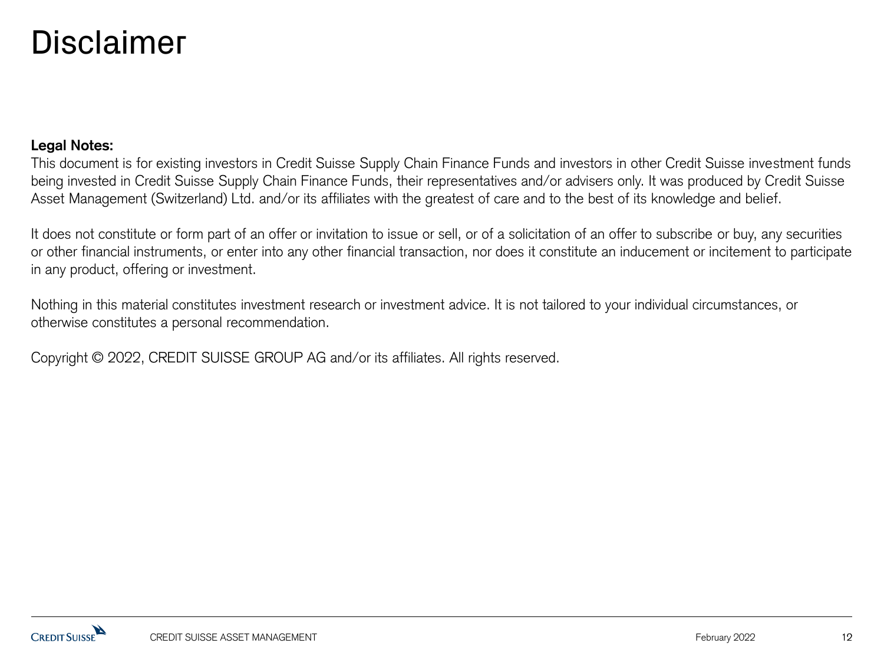# Disclaimer

**Legal Notes:**
This document is for existing investors in Credit Suisse Supply Chain Finance Funds and investors in other Credit Suisse investment funds being invested in Credit Suisse Supply Chain Finance Funds, their representatives and/or advisers only. It was produced by Credit Suisse Asset Management (Switzerland) Ltd. and/or its affiliates with the greatest of care and to the best of its knowledge and belief.

It does not constitute or form part of an offer or invitation to issue or sell, or of a solicitation of an offer to subscribe or buy, any securities or other financial instruments, or enter into any other financial transaction, nor does it constitute an inducement or incitement to participate in any product, offering or investment.

Nothing in this material constitutes investment research or investment advice. It is not tailored to your individual circumstances, or otherwise constitutes a personal recommendation.

Copyright © 2022, CREDIT SUISSE GROUP AG and/or its affiliates. All rights reserved.